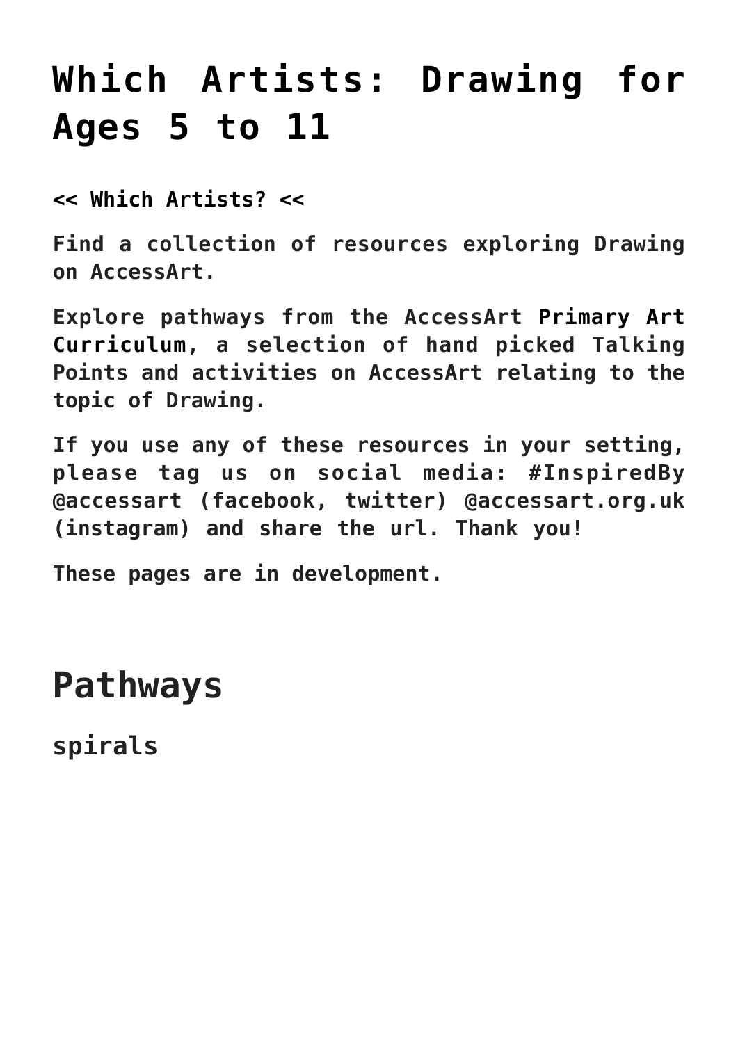# Which Artists: Drawing for Ages 5 to 11

**<< Which Artists? <<**

Find a collection of resources exploring Drawing on AccessArt.

Explore pathways from the AccessArt **Primary Art Curriculum**, a selection of hand picked Talking Points and activities on AccessArt relating to the topic of Drawing.

If you use any of these resources in your setting, please tag us on social media: #InspiredBy @accessart (facebook, twitter) @accessart.org.uk (instagram) and share the url. Thank you!

These pages are in development.

## Pathways

### spirals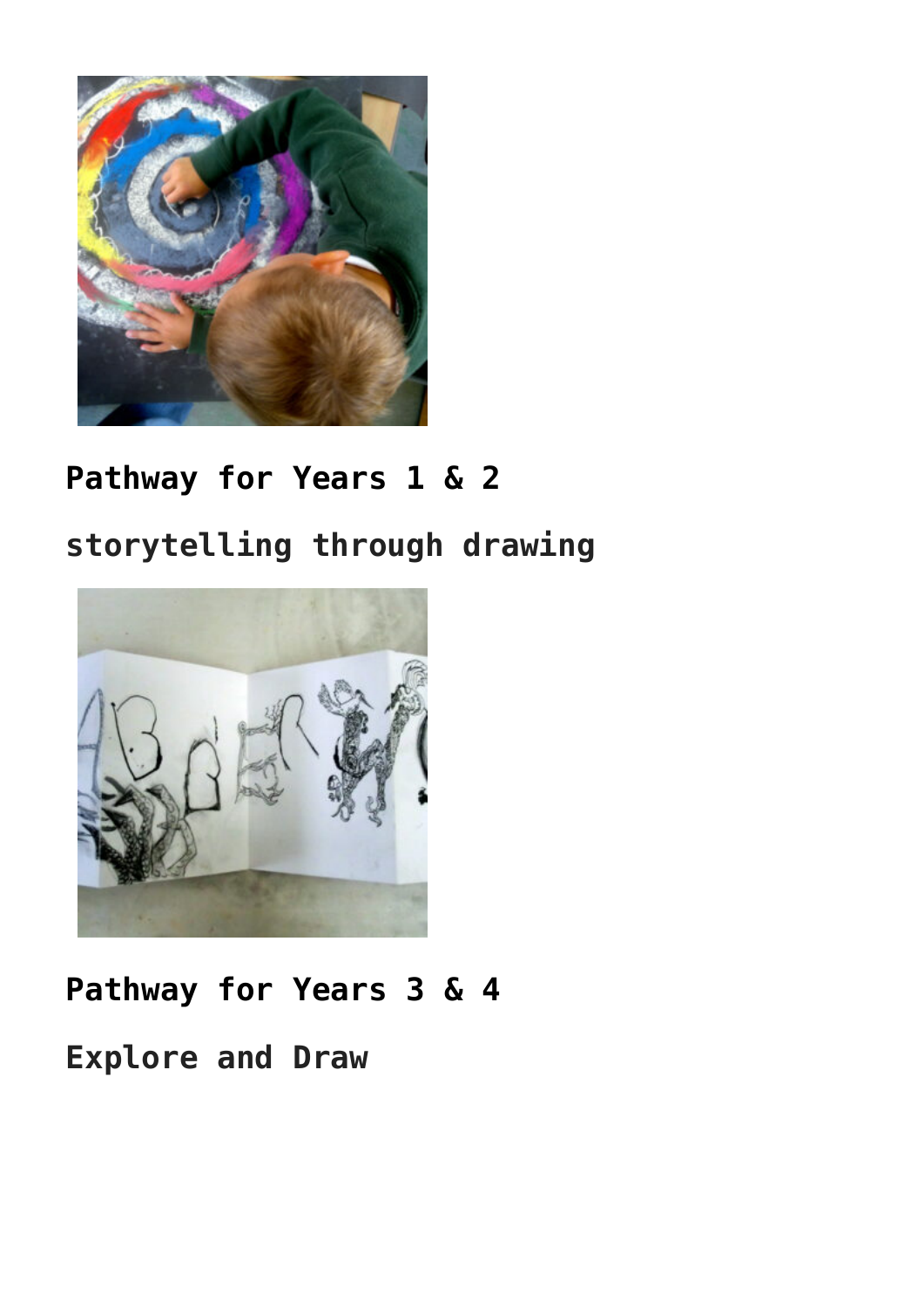## Pathway for Years 1 & 2

### storytelling through drawing

## Pathway for Years 3 & 4

### Explore and Draw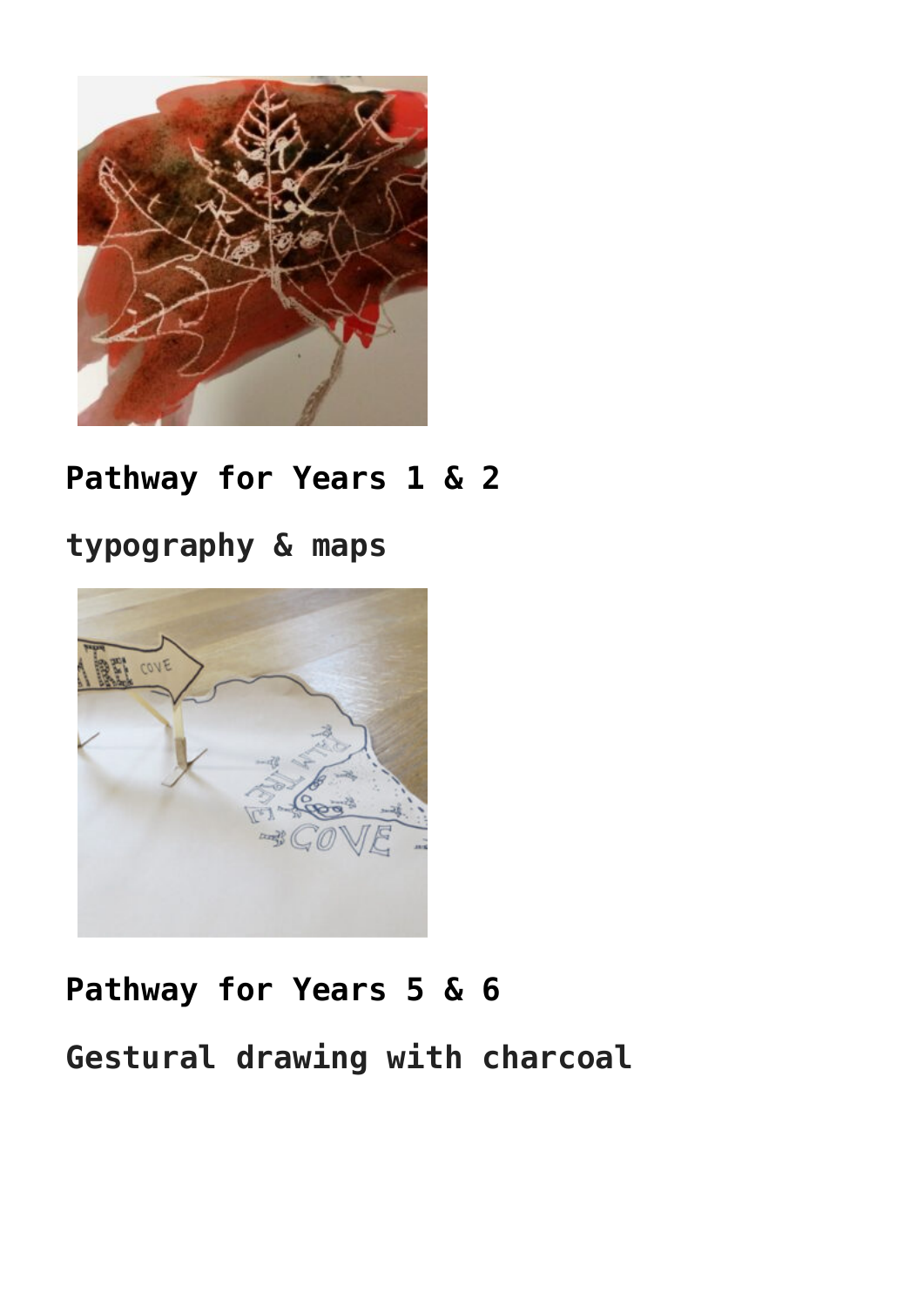## Pathway for Years 1 & 2

### typography & maps

## Pathway for Years 5 & 6

### Gestural drawing with charcoal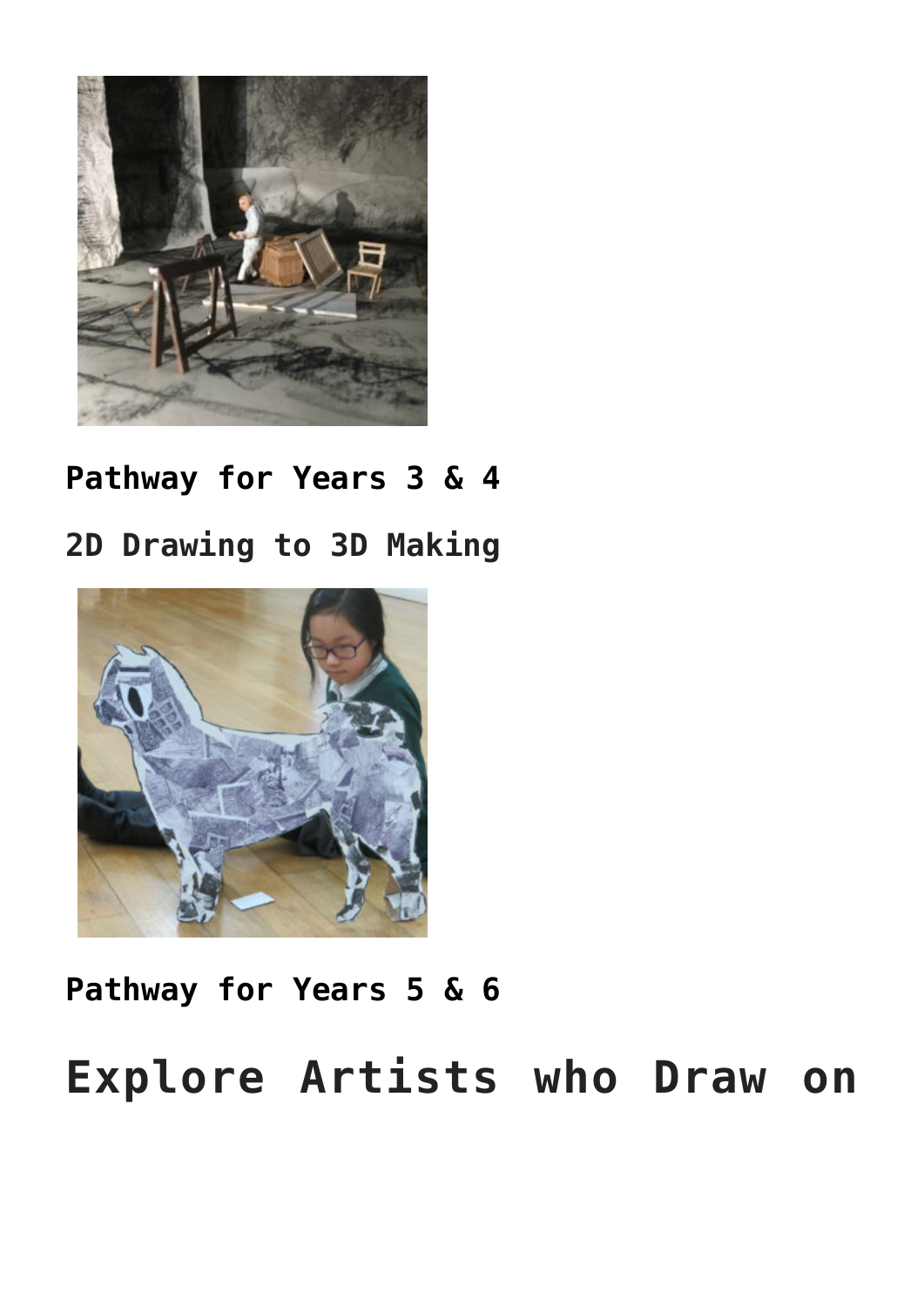**Pathway for Years 3 & 4**

**2D Drawing to 3D Making**

**Pathway for Years 5 & 6**

## Explore Artists who Draw on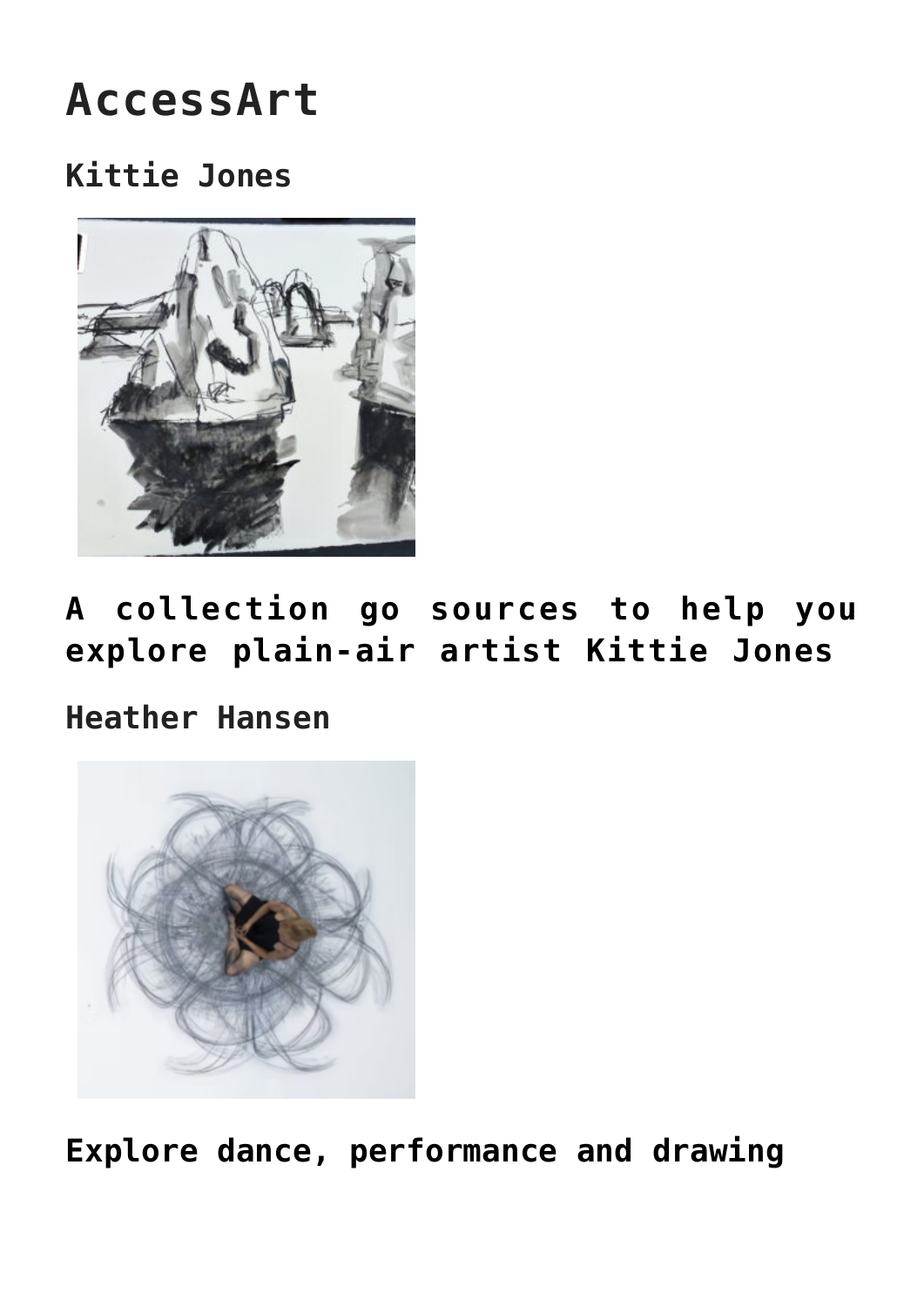# AccessArt

## Kittie Jones

## A collection go sources to help you explore plain-air artist Kittie Jones

## Heather Hansen

## Explore dance, performance and drawing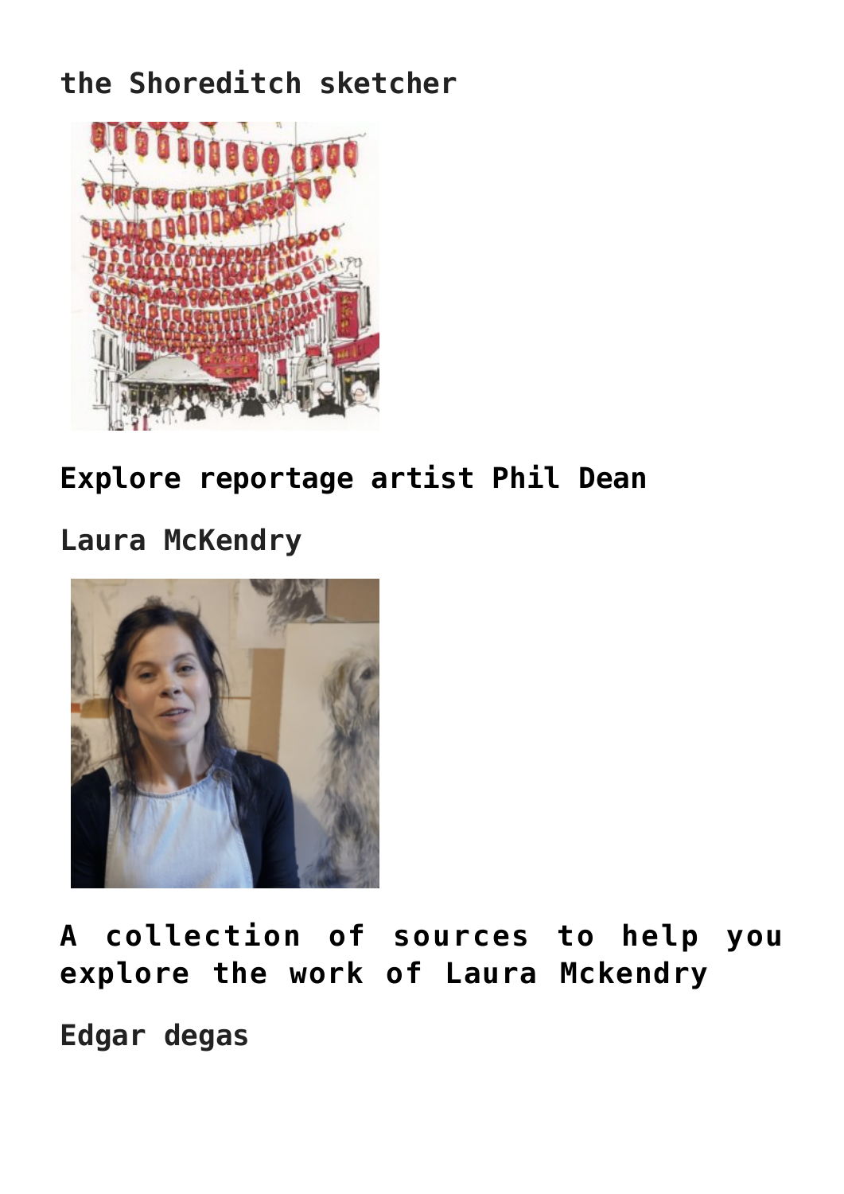**the Shoreditch sketcher**

**Explore reportage artist Phil Dean**

**Laura McKendry**

**A collection of sources to help you explore the work of Laura Mckendry**

**Edgar degas**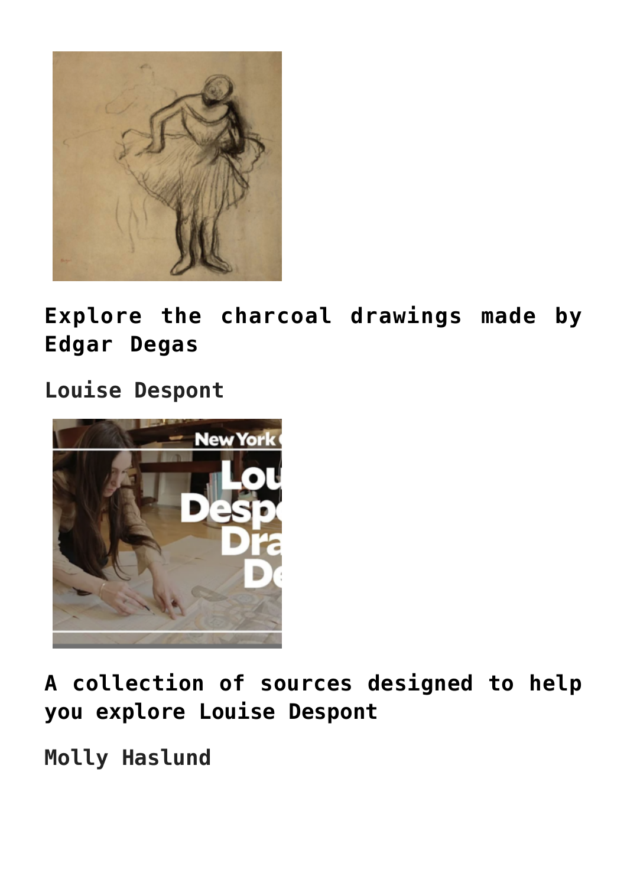## Explore the charcoal drawings made by Edgar Degas

**Louise Despont**

## A collection of sources designed to help you explore Louise Despont

**Molly Haslund**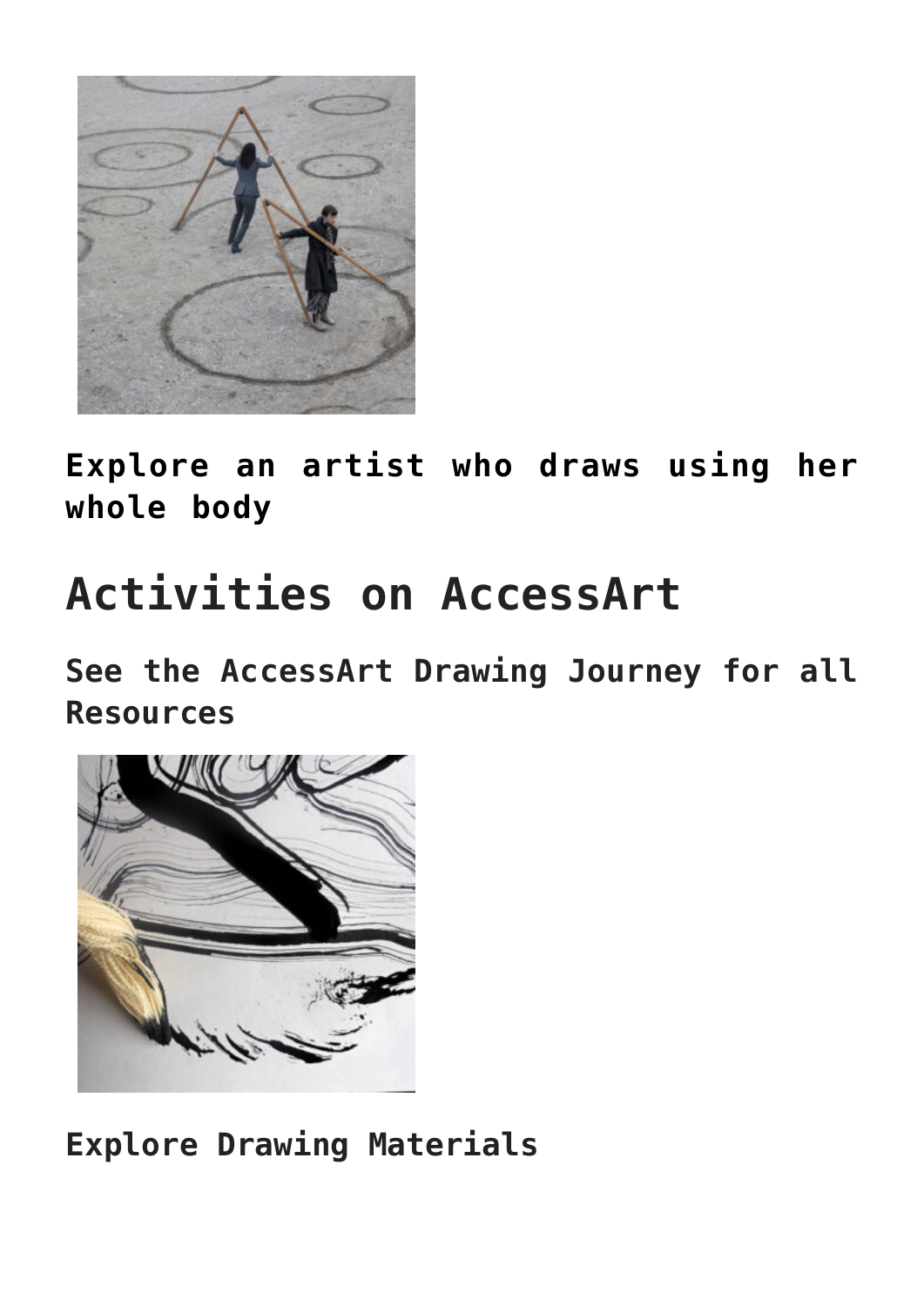**Explore an artist who draws using her whole body**

## Activities on AccessArt

### See the AccessArt Drawing Journey for all Resources

**Explore Drawing Materials**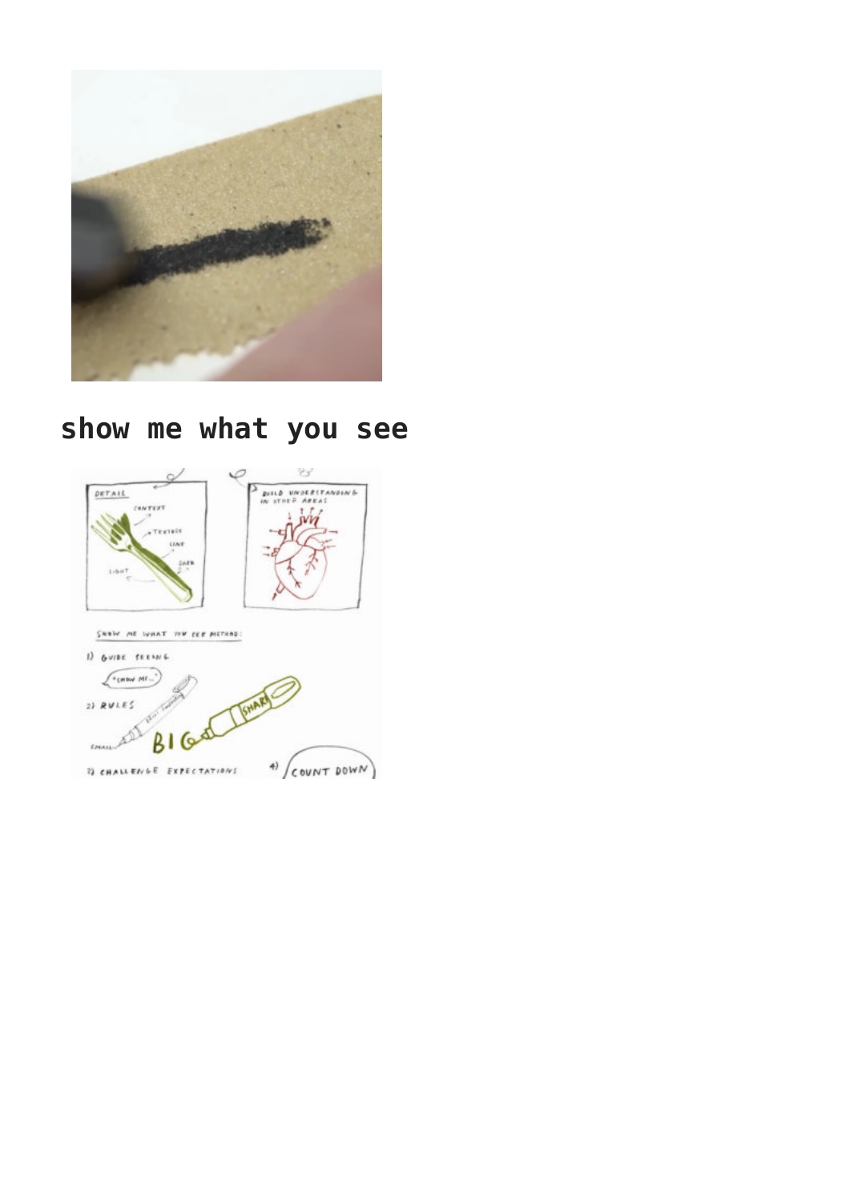## show me what you see